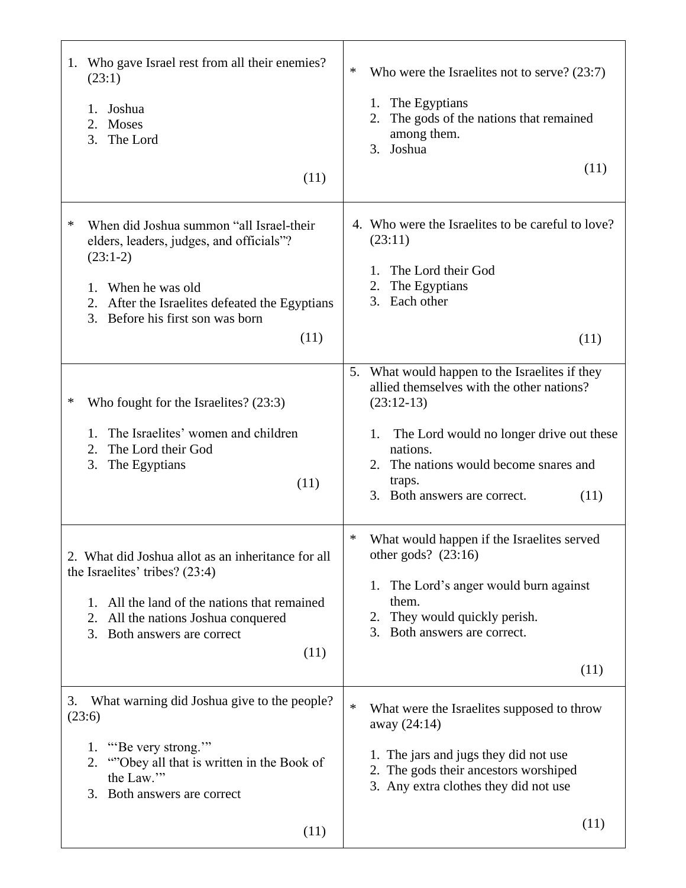| | |
|---|---|
| 1. Who gave Israel rest from all their enemies? (23:1)<br><br>1. Joshua<br>2. Moses<br>3. The Lord<br><br>(11) | * Who were the Israelites not to serve? (23:7)<br><br>1. The Egyptians<br>2. The gods of the nations that remained among them.<br>3. Joshua<br><br>(11) |
| * When did Joshua summon "all Israel-their elders, leaders, judges, and officials"? (23:1-2)<br><br>1. When he was old<br>2. After the Israelites defeated the Egyptians<br>3. Before his first son was born<br><br>(11) | 4. Who were the Israelites to be careful to love? (23:11)<br><br>1. The Lord their God<br>2. The Egyptians<br>3. Each other<br><br>(11) |
| * Who fought for the Israelites? (23:3)<br><br>1. The Israelites' women and children<br>2. The Lord their God<br>3. The Egyptians<br><br>(11) | 5. What would happen to the Israelites if they allied themselves with the other nations? (23:12-13)<br><br>1. The Lord would no longer drive out these nations.<br>2. The nations would become snares and traps.<br>3. Both answers are correct. (11) |
| 2. What did Joshua allot as an inheritance for all the Israelites' tribes? (23:4)<br><br>1. All the land of the nations that remained<br>2. All the nations Joshua conquered<br>3. Both answers are correct<br><br>(11) | * What would happen if the Israelites served other gods? (23:16)<br><br>1. The Lord's anger would burn against them.<br>2. They would quickly perish.<br>3. Both answers are correct.<br><br>(11) |
| 3. What warning did Joshua give to the people? (23:6)<br><br>1. "'Be very strong.'"<br>2. ""Obey all that is written in the Book of the Law.'"<br>3. Both answers are correct<br><br>(11) | * What were the Israelites supposed to throw away (24:14)<br><br>1. The jars and jugs they did not use<br>2. The gods their ancestors worshiped<br>3. Any extra clothes they did not use<br><br>(11) |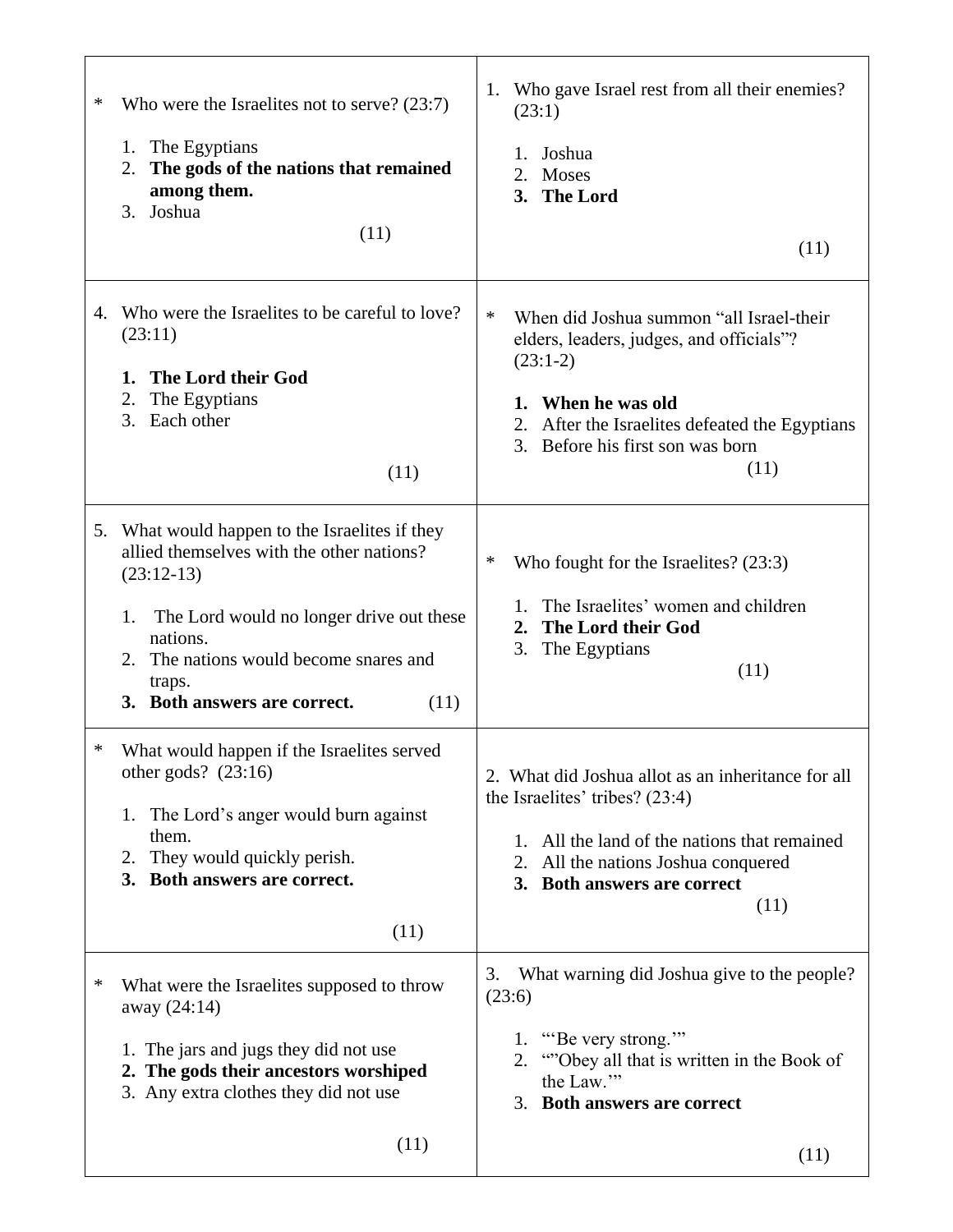\* Who were the Israelites not to serve? (23:7)

1. The Egyptians
2. **The gods of the nations that remained among them.**
3. Joshua

(11)

1. Who gave Israel rest from all their enemies? (23:1)

   1. Joshua
   2. Moses
   3. **The Lord**

(11)

4. Who were the Israelites to be careful to love? (23:11)

   1. **The Lord their God**
   2. The Egyptians
   3. Each other

(11)

\* When did Joshua summon "all Israel-their elders, leaders, judges, and officials"? (23:1-2)

1. **When he was old**
2. After the Israelites defeated the Egyptians
3. Before his first son was born

(11)

5. What would happen to the Israelites if they allied themselves with the other nations? (23:12-13)

   1. The Lord would no longer drive out these nations.
   2. The nations would become snares and traps.
   3. **Both answers are correct.**

(11)

\* Who fought for the Israelites? (23:3)

1. The Israelites' women and children
2. **The Lord their God**
3. The Egyptians

(11)

\* What would happen if the Israelites served other gods? (23:16)

1. The Lord's anger would burn against them.
2. They would quickly perish.
3. **Both answers are correct.**

(11)

2. What did Joshua allot as an inheritance for all the Israelites' tribes? (23:4)

   1. All the land of the nations that remained
   2. All the nations Joshua conquered
   3. **Both answers are correct**

(11)

\* What were the Israelites supposed to throw away (24:14)

1. The jars and jugs they did not use
2. **The gods their ancestors worshiped**
3. Any extra clothes they did not use

(11)

3. What warning did Joshua give to the people? (23:6)

   1. "'Be very strong.'"
   2. ""Obey all that is written in the Book of the Law.'"
   3. **Both answers are correct**

(11)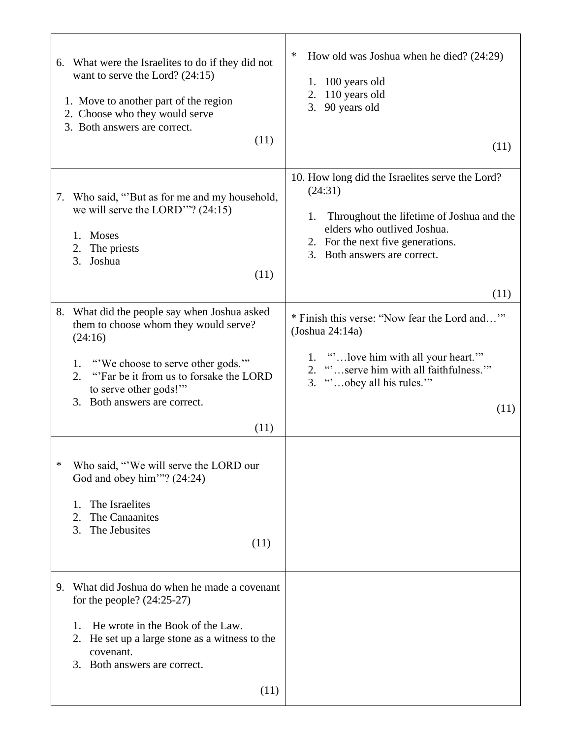6. What were the Israelites to do if they did not want to serve the Lord? (24:15)

   1. Move to another part of the region
   2. Choose who they would serve
   3. Both answers are correct.

(11)

7. Who said, "'But as for me and my household, we will serve the LORD'"? (24:15)

   1. Moses
   2. The priests
   3. Joshua

(11)

8. What did the people say when Joshua asked them to choose whom they would serve? (24:16)

   1. "'We choose to serve other gods.'"
   2. "'Far be it from us to forsake the LORD to serve other gods!'"
   3. Both answers are correct.

(11)

\* Who said, "'We will serve the LORD our God and obey him'"? (24:24)

   1. The Israelites
   2. The Canaanites
   3. The Jebusites

(11)

9. What did Joshua do when he made a covenant for the people? (24:25-27)

   1. He wrote in the Book of the Law.
   2. He set up a large stone as a witness to the covenant.
   3. Both answers are correct.

(11)

\* How old was Joshua when he died? (24:29)

   1. 100 years old
   2. 110 years old
   3. 90 years old

(11)

10. How long did the Israelites serve the Lord? (24:31)

   1. Throughout the lifetime of Joshua and the elders who outlived Joshua.
   2. For the next five generations.
   3. Both answers are correct.

(11)

\* Finish this verse: "Now fear the Lord and…'" (Joshua 24:14a)

   1. "'…love him with all your heart.'"
   2. "'…serve him with all faithfulness.'"
   3. "'…obey all his rules.'"

(11)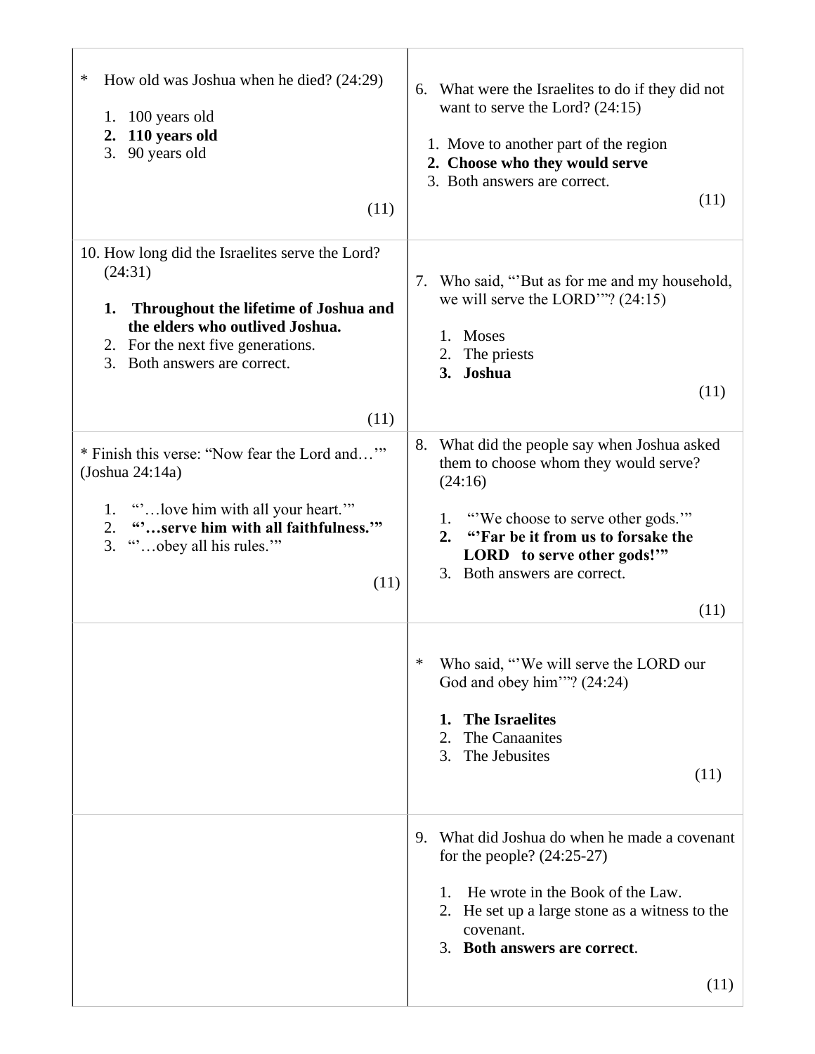* How old was Joshua when he died? (24:29)

1. 100 years old
2. **110 years old**
3. 90 years old

(11)

10. How long did the Israelites serve the Lord? (24:31)

1. **Throughout the lifetime of Joshua and the elders who outlived Joshua.**
2. For the next five generations.
3. Both answers are correct.

(11)

* Finish this verse: "Now fear the Lord and…'" (Joshua 24:14a)

1. "'…love him with all your heart.'"
2. **"'…serve him with all faithfulness.'"**
3. "'…obey all his rules.'"

(11)

6. What were the Israelites to do if they did not want to serve the Lord? (24:15)

1. Move to another part of the region
2. **Choose who they would serve**
3. Both answers are correct.

(11)

7. Who said, "'But as for me and my household, we will serve the LORD'"? (24:15)

1. Moses
2. The priests
3. **Joshua**

(11)

8. What did the people say when Joshua asked them to choose whom they would serve? (24:16)

1. "'We choose to serve other gods.'"
2. **"'Far be it from us to forsake the LORD to serve other gods!'"**
3. Both answers are correct.

(11)

* Who said, "'We will serve the LORD our God and obey him'"? (24:24)

1. **The Israelites**
2. The Canaanites
3. The Jebusites

(11)

9. What did Joshua do when he made a covenant for the people? (24:25-27)

1. He wrote in the Book of the Law.
2. He set up a large stone as a witness to the covenant.
3. **Both answers are correct**.

(11)